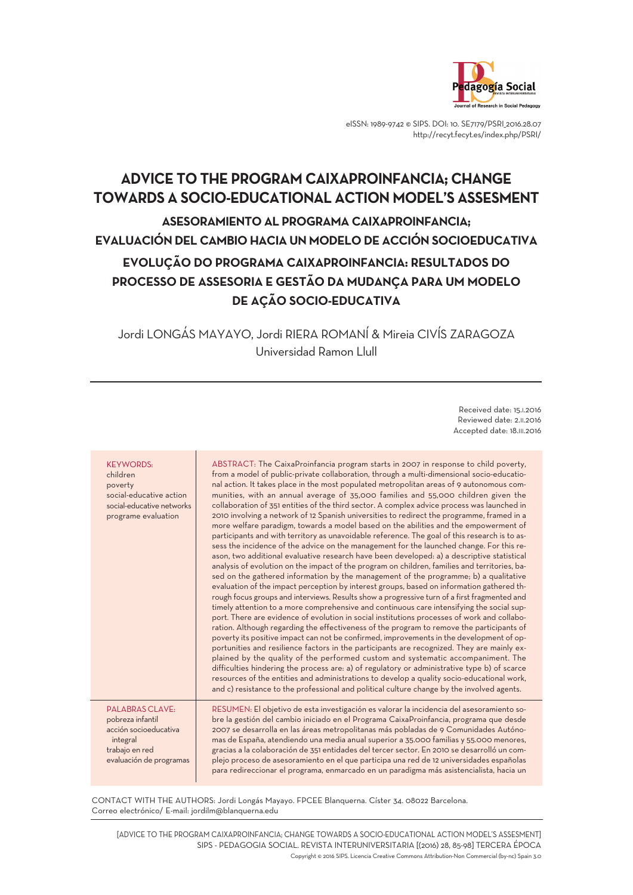eISSN: 1989-9742 © SIPS. DOI: 10. SE7179/PSRI_2016.28.07
http://recyt.fecyt.es/index.php/PSRI/

# ADVICE TO THE PROGRAM CAIXAPROINFANCIA; CHANGE TOWARDS A SOCIO-EDUCATIONAL ACTION MODEL'S ASSESMENT

## ASESORAMIENTO AL PROGRAMA CAIXAPROINFANCIA; EVALUACIÓN DEL CAMBIO HACIA UN MODELO DE ACCIÓN SOCIOEDUCATIVA

## EVOLUÇÃO DO PROGRAMA CAIXAPROINFANCIA: RESULTADOS DO PROCESSO DE ASSESORIA E GESTÃO DA MUDANÇA PARA UM MODELO DE AÇÃO SOCIO-EDUCATIVA

Jordi LONGÁS MAYAYO, Jordi RIERA ROMANÍ & Mireia CIVÍS ZARAGOZA
Universidad Ramon Llull

Received date: 15.I.2016
Reviewed date: 2.II.2016
Accepted date: 18.III.2016

KEYWORDS:
children
poverty
social-educative action
social-educative networks
programe evaluation

ABSTRACT: The CaixaProinfancia program starts in 2007 in response to child poverty, from a model of public-private collaboration, through a multi-dimensional socio-educational action. It takes place in the most populated metropolitan areas of 9 autonomous communities, with an annual average of 35,000 families and 55,000 children given the collaboration of 351 entities of the third sector. A complex advice process was launched in 2010 involving a network of 12 Spanish universities to redirect the programme, framed in a more welfare paradigm, towards a model based on the abilities and the empowerment of participants and with territory as unavoidable reference. The goal of this research is to assess the incidence of the advice on the management for the launched change. For this reason, two additional evaluative research have been developed: a) a descriptive statistical analysis of evolution on the impact of the program on children, families and territories, based on the gathered information by the management of the programme; b) a qualitative evaluation of the impact perception by interest groups, based on information gathered through focus groups and interviews. Results show a progressive turn of a first fragmented and timely attention to a more comprehensive and continuous care intensifying the social support. There are evidence of evolution in social institutions processes of work and collaboration. Although regarding the effectiveness of the program to remove the participants of poverty its positive impact can not be confirmed, improvements in the development of opportunities and resilience factors in the participants are recognized. They are mainly explained by the quality of the performed custom and systematic accompaniment. The difficulties hindering the process are: a) of regulatory or administrative type b) of scarce resources of the entities and administrations to develop a quality socio-educational work, and c) resistance to the professional and political culture change by the involved agents.

PALABRAS CLAVE:
pobreza infantil
acción socioeducativa integral
trabajo en red
evaluación de programas

RESUMEN: El objetivo de esta investigación es valorar la incidencia del asesoramiento sobre la gestión del cambio iniciado en el Programa CaixaProinfancia, programa que desde 2007 se desarrolla en las áreas metropolitanas más pobladas de 9 Comunidades Autónomas de España, atendiendo una media anual superior a 35.000 familias y 55.000 menores, gracias a la colaboración de 351 entidades del tercer sector. En 2010 se desarrolló un complejo proceso de asesoramiento en el que participa una red de 12 universidades españolas para redireccionar el programa, enmarcado en un paradigma más asistencialista, hacia un

CONTACT WITH THE AUTHORS: Jordi Longás Mayayo. FPCEE Blanquerna. Císter 34. 08022 Barcelona.
Correo electrónico/ E-mail: jordilm@blanquerna.edu

Copyright © 2016 SIPS. Licencia Creative Commons Attribution-Non Commercial (by-nc) Spain 3.0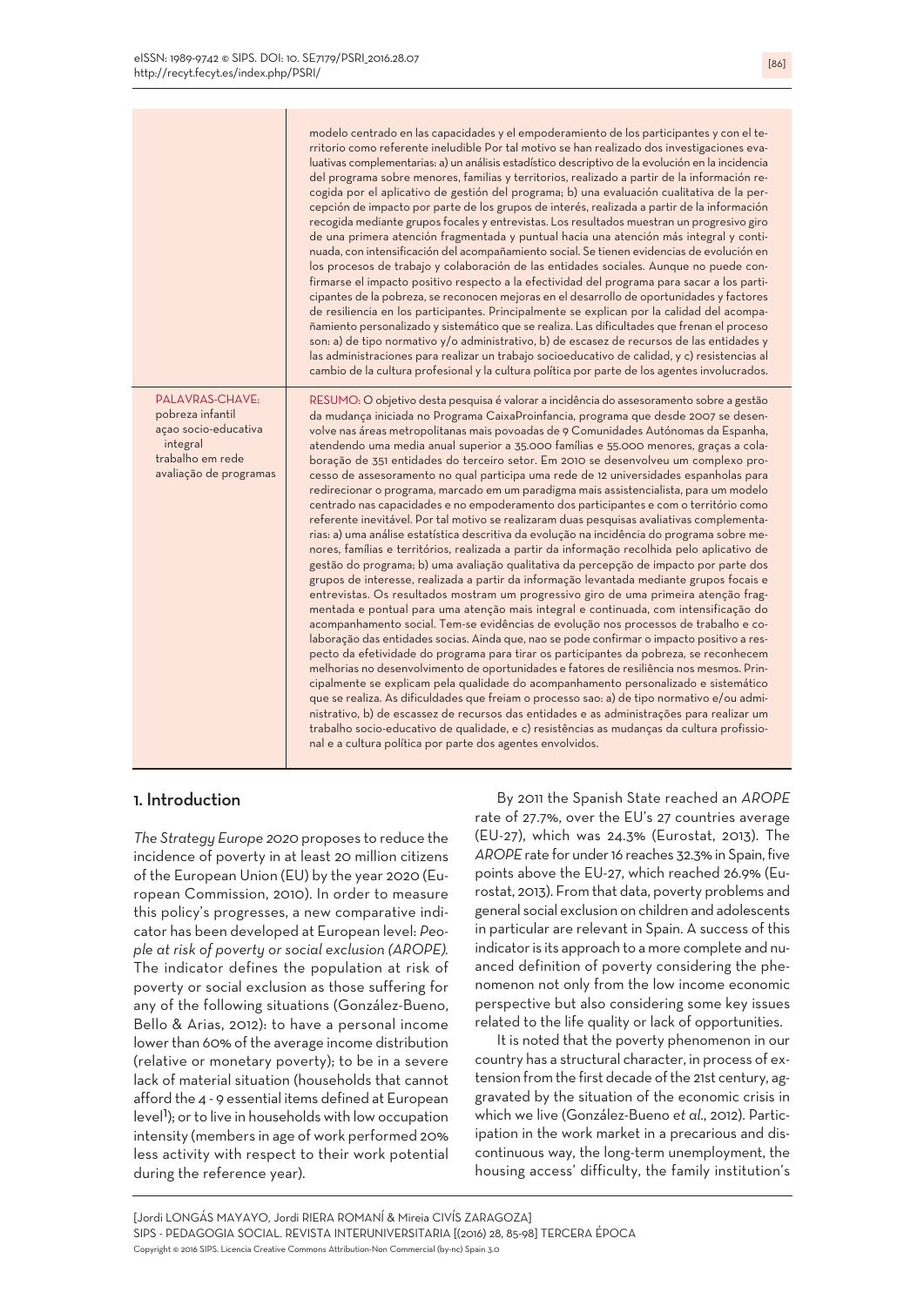modelo centrado en las capacidades y el empoderamiento de los participantes y con el territorio como referente ineludible Por tal motivo se han realizado dos investigaciones evaluativas complementarias: a) un análisis estadístico descriptivo de la evolución en la incidencia del programa sobre menores, familias y territorios, realizado a partir de la información recogida por el aplicativo de gestión del programa; b) una evaluación cualitativa de la percepción de impacto por parte de los grupos de interés, realizada a partir de la información recogida mediante grupos focales y entrevistas. Los resultados muestran un progresivo giro de una primera atención fragmentada y puntual hacia una atención más integral y continuada, con intensificación del acompañamiento social. Se tienen evidencias de evolución en los procesos de trabajo y colaboración de las entidades sociales. Aunque no puede confirmarse el impacto positivo respecto a la efectividad del programa para sacar a los participantes de la pobreza, se reconocen mejoras en el desarrollo de oportunidades y factores de resiliencia en los participantes. Principalmente se explican por la calidad del acompañamiento personalizado y sistemático que se realiza. Las dificultades que frenan el proceso son: a) de tipo normativo y/o administrativo, b) de escasez de recursos de las entidades y las administraciones para realizar un trabajo socioeducativo de calidad, y c) resistencias al cambio de la cultura profesional y la cultura política por parte de los agentes involucrados.

PALAVRAS-CHAVE:
pobreza infantil
açao socio-educativa integral
trabalho em rede
avaliação de programas

RESUMO: O objetivo desta pesquisa é valorar a incidência do assessoramento sobre a gestão da mudança iniciada no Programa CaixaProinfancia, programa que desde 2007 se desenvolve nas áreas metropolitanas mais povoadas de 9 Comunidades Autónomas da Espanha, atendendo uma media anual superior a 35.000 famílias e 55.000 menores, graças a colaboração de 351 entidades do terceiro setor. Em 2010 se desenvolveu um complexo processo de assesoramento no qual participa uma rede de 12 universidades espanholas para redirecionar o programa, marcado em um paradigma mais assistencialista, para um modelo centrado nas capacidades e no empoderamento dos participantes e com o território como referente inevitável. Por tal motivo se realizaram duas pesquisas avaliativas complementarias: a) uma análise estatística descritiva da evolução na incidência do programa sobre menores, famílias e territórios, realizada a partir da informação recolhida pelo aplicativo de gestão do programa; b) uma avaliação qualitativa da percepção de impacto por parte dos grupos de interesse, realizada a partir da informação levantada mediante grupos focais e entrevistas. Os resultados mostram um progressivo giro de uma primeira atenção fragmentada e pontual para uma atenção mais integral e continuada, com intensificação do acompanhamento social. Tem-se evidências de evolução nos processos de trabalho e colaboração das entidades socias. Ainda que, nao se pode confirmar o impacto positivo a respecto da efetividade do programa para tirar os participantes da pobreza, se reconhecem melhorias no desenvolvimento de oportunidades e fatores de resiliência nos mesmos. Principalmente se explicam pela qualidade do acompanhamento personalizado e sistemático que se realiza. As dificuldades que freiam o processo sao: a) de tipo normativo e/ou administrativo, b) de escassez de recursos das entidades e as administrações para realizar um trabalho socio-educativo de qualidade, e c) resistências as mudanças da cultura profissional e a cultura política por parte dos agentes envolvidos.

## 1. Introduction

*The Strategy Europe 2020* proposes to reduce the incidence of poverty in at least 20 million citizens of the European Union (EU) by the year 2020 (European Commission, 2010). In order to measure this policy's progresses, a new comparative indicator has been developed at European level: *People at risk of poverty or social exclusion (AROPE)*. The indicator defines the population at risk of poverty or social exclusion as those suffering for any of the following situations (González-Bueno, Bello & Arias, 2012): to have a personal income lower than 60% of the average income distribution (relative or monetary poverty); to be in a severe lack of material situation (households that cannot afford the 4 - 9 essential items defined at European level[1]); or to live in households with low occupation intensity (members in age of work performed 20% less activity with respect to their work potential during the reference year).

By 2011 the Spanish State reached an *AROPE* rate of 27.7%, over the EU's 27 countries average (EU-27), which was 24.3% (Eurostat, 2013). The *AROPE* rate for under 16 reaches 32.3% in Spain, five points above the EU-27, which reached 26.9% (Eurostat, 2013). From that data, poverty problems and general social exclusion on children and adolescents in particular are relevant in Spain. A success of this indicator is its approach to a more complete and nuanced definition of poverty considering the phenomenon not only from the low income economic perspective but also considering some key issues related to the life quality or lack of opportunities.

It is noted that the poverty phenomenon in our country has a structural character, in process of extension from the first decade of the 21st century, aggravated by the situation of the economic crisis in which we live (González-Bueno *et al*., 2012). Participation in the work market in a precarious and discontinuous way, the long-term unemployment, the housing access' difficulty, the family institution's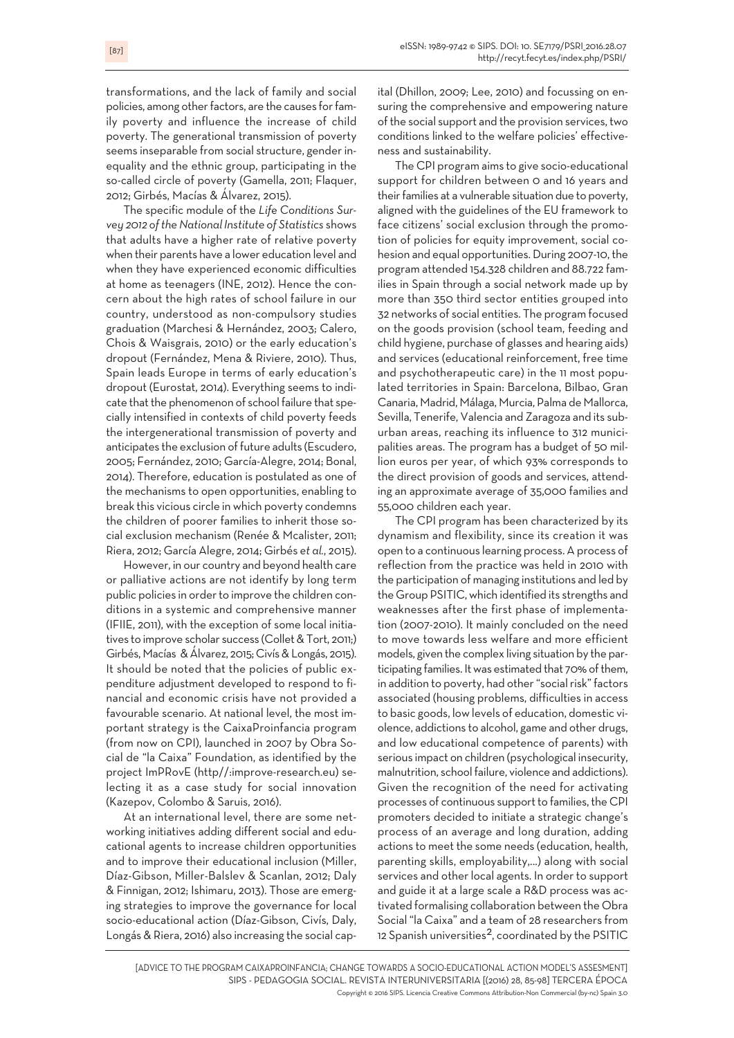transformations, and the lack of family and social policies, among other factors, are the causes for family poverty and influence the increase of child poverty. The generational transmission of poverty seems inseparable from social structure, gender inequality and the ethnic group, participating in the so-called circle of poverty (Gamella, 2011; Flaquer, 2012; Girbés, Macías & Álvarez, 2015).

The specific module of the *Life Conditions Survey 2012 of the National Institute of Statistics* shows that adults have a higher rate of relative poverty when their parents have a lower education level and when they have experienced economic difficulties at home as teenagers (INE, 2012). Hence the concern about the high rates of school failure in our country, understood as non-compulsory studies graduation (Marchesi & Hernández, 2003; Calero, Chois & Waisgrais, 2010) or the early education's dropout (Fernández, Mena & Riviere, 2010). Thus, Spain leads Europe in terms of early education's dropout (Eurostat, 2014). Everything seems to indicate that the phenomenon of school failure that specially intensified in contexts of child poverty feeds the intergenerational transmission of poverty and anticipates the exclusion of future adults (Escudero, 2005; Fernández, 2010; García-Alegre, 2014; Bonal, 2014). Therefore, education is postulated as one of the mechanisms to open opportunities, enabling to break this vicious circle in which poverty condemns the children of poorer families to inherit those social exclusion mechanism (Renée & Mcalister, 2011; Riera, 2012; García Alegre, 2014; Girbés *et al.*, 2015).

However, in our country and beyond health care or palliative actions are not identify by long term public policies in order to improve the children conditions in a systemic and comprehensive manner (IFIIE, 2011), with the exception of some local initiatives to improve scholar success (Collet & Tort, 2011;) Girbés, Macías & Álvarez, 2015; Civís & Longás, 2015). It should be noted that the policies of public expenditure adjustment developed to respond to financial and economic crisis have not provided a favourable scenario. At national level, the most important strategy is the CaixaProinfancia program (from now on CPI), launched in 2007 by Obra Social de "la Caixa" Foundation, as identified by the project ImPRovE (http//:improve-research.eu) selecting it as a case study for social innovation (Kazepov, Colombo & Saruis, 2016).

At an international level, there are some networking initiatives adding different social and educational agents to increase children opportunities and to improve their educational inclusion (Miller, Díaz-Gibson, Miller-Balslev & Scanlan, 2012; Daly & Finnigan, 2012; Ishimaru, 2013). Those are emerging strategies to improve the governance for local socio-educational action (Díaz-Gibson, Civís, Daly, Longás & Riera, 2016) also increasing the social capital (Dhillon, 2009; Lee, 2010) and focussing on ensuring the comprehensive and empowering nature of the social support and the provision services, two conditions linked to the welfare policies' effectiveness and sustainability.

The CPI program aims to give socio-educational support for children between 0 and 16 years and their families at a vulnerable situation due to poverty, aligned with the guidelines of the EU framework to face citizens' social exclusion through the promotion of policies for equity improvement, social cohesion and equal opportunities. During 2007-10, the program attended 154.328 children and 88.722 families in Spain through a social network made up by more than 350 third sector entities grouped into 32 networks of social entities. The program focused on the goods provision (school team, feeding and child hygiene, purchase of glasses and hearing aids) and services (educational reinforcement, free time and psychotherapeutic care) in the 11 most populated territories in Spain: Barcelona, Bilbao, Gran Canaria, Madrid, Málaga, Murcia, Palma de Mallorca, Sevilla, Tenerife, Valencia and Zaragoza and its suburban areas, reaching its influence to 312 municipalities areas. The program has a budget of 50 million euros per year, of which 93% corresponds to the direct provision of goods and services, attending an approximate average of 35,000 families and 55,000 children each year.

The CPI program has been characterized by its dynamism and flexibility, since its creation it was open to a continuous learning process. A process of reflection from the practice was held in 2010 with the participation of managing institutions and led by the Group PSITIC, which identified its strengths and weaknesses after the first phase of implementation (2007-2010). It mainly concluded on the need to move towards less welfare and more efficient models, given the complex living situation by the participating families. It was estimated that 70% of them, in addition to poverty, had other "social risk" factors associated (housing problems, difficulties in access to basic goods, low levels of education, domestic violence, addictions to alcohol, game and other drugs, and low educational competence of parents) with serious impact on children (psychological insecurity, malnutrition, school failure, violence and addictions). Given the recognition of the need for activating processes of continuous support to families, the CPI promoters decided to initiate a strategic change's process of an average and long duration, adding actions to meet the some needs (education, health, parenting skills, employability,...) along with social services and other local agents. In order to support and guide it at a large scale a R&D process was activated formalising collaboration between the Obra Social "la Caixa" and a team of 28 researchers from 12 Spanish universities[2], coordinated by the PSITIC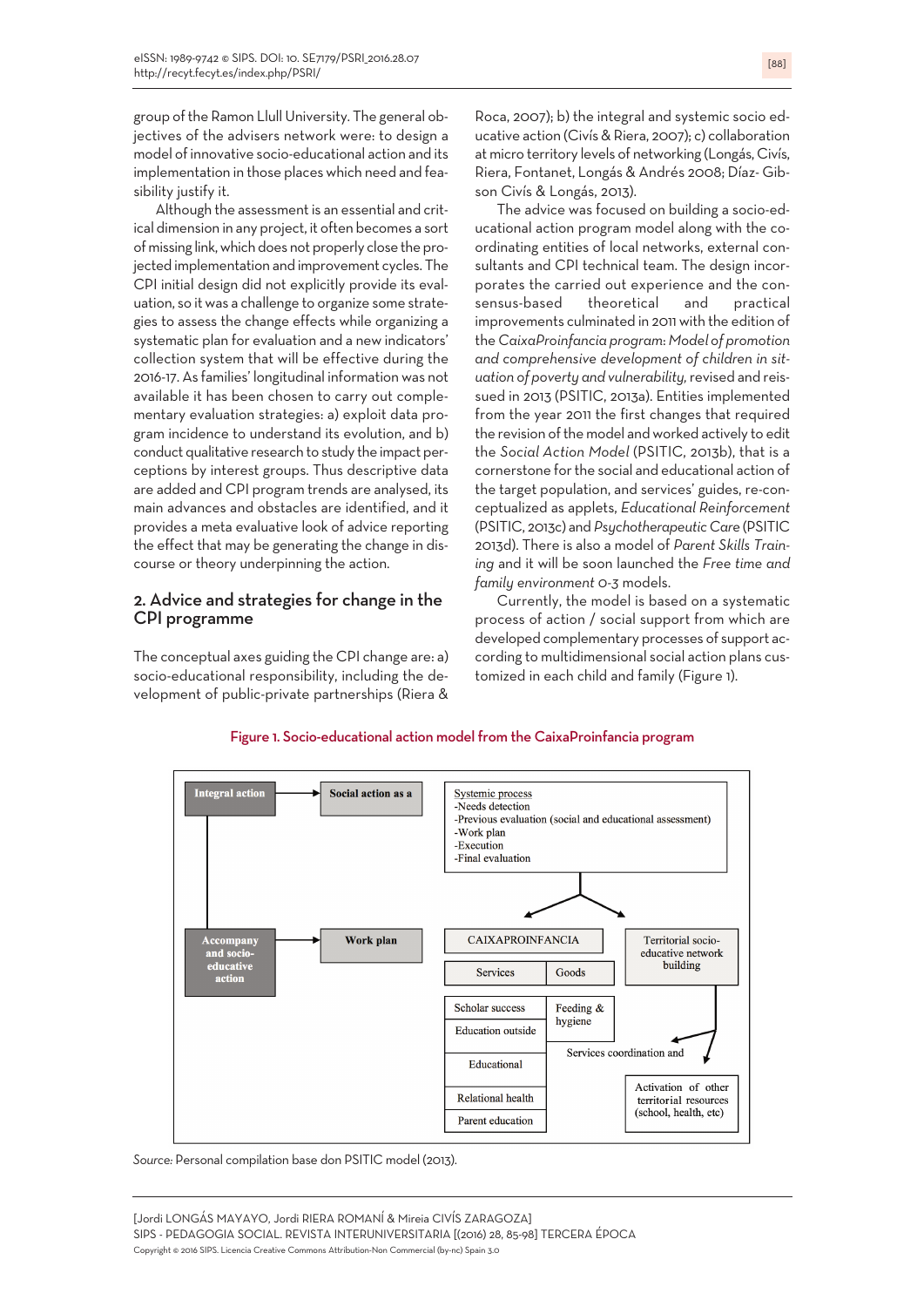group of the Ramon Llull University. The general objectives of the advisers network were: to design a model of innovative socio-educational action and its implementation in those places which need and feasibility justify it.

Although the assessment is an essential and critical dimension in any project, it often becomes a sort of missing link, which does not properly close the projected implementation and improvement cycles. The CPI initial design did not explicitly provide its evaluation, so it was a challenge to organize some strategies to assess the change effects while organizing a systematic plan for evaluation and a new indicators' collection system that will be effective during the 2016-17. As families' longitudinal information was not available it has been chosen to carry out complementary evaluation strategies: a) exploit data program incidence to understand its evolution, and b) conduct qualitative research to study the impact perceptions by interest groups. Thus descriptive data are added and CPI program trends are analysed, its main advances and obstacles are identified, and it provides a meta evaluative look of advice reporting the effect that may be generating the change in discourse or theory underpinning the action.

## 2. Advice and strategies for change in the CPI programme

The conceptual axes guiding the CPI change are: a) socio-educational responsibility, including the development of public-private partnerships (Riera & Roca, 2007); b) the integral and systemic socio educative action (Civís & Riera, 2007); c) collaboration at micro territory levels of networking (Longás, Civís, Riera, Fontanet, Longás & Andrés 2008; Díaz- Gibson Civís & Longás, 2013).

The advice was focused on building a socio-educational action program model along with the coordinating entities of local networks, external consultants and CPI technical team. The design incorporates the carried out experience and the consensus-based theoretical and practical improvements culminated in 2011 with the edition of the *CaixaProinfancia program: Model of promotion and comprehensive development of children in situation of poverty and vulnerability*, revised and reissued in 2013 (PSITIC, 2013a). Entities implemented from the year 2011 the first changes that required the revision of the model and worked actively to edit the *Social Action Model* (PSITIC, 2013b), that is a cornerstone for the social and educational action of the target population, and services' guides, re-conceptualized as applets, *Educational Reinforcement* (PSITIC, 2013c) and *Psychotherapeutic Care* (PSITIC 2013d). There is also a model of *Parent Skills Training* and it will be soon launched the *Free time and family environment* 0-3 models.

Currently, the model is based on a systematic process of action / social support from which are developed complementary processes of support according to multidimensional social action plans customized in each child and family (Figure 1).

**Figure 1. Socio-educational action model from the CaixaProinfancia program**

Integral action → Social action as a

Systemic process
- Needs detection
- Previous evaluation (social and educational assessment)
- Work plan
- Execution
- Final evaluation

Accompany and socio-educative action → Work plan

CAIXAPROINFANCIA
- Services: Scholar success; Education outside; Educational; Relational health; Parent education
- Goods: Feeding & hygiene

Territorial socio-educative network building

Services coordination and

Activation of other territorial resources (school, health, etc)

*Source:* Personal compilation base don PSITIC model (2013).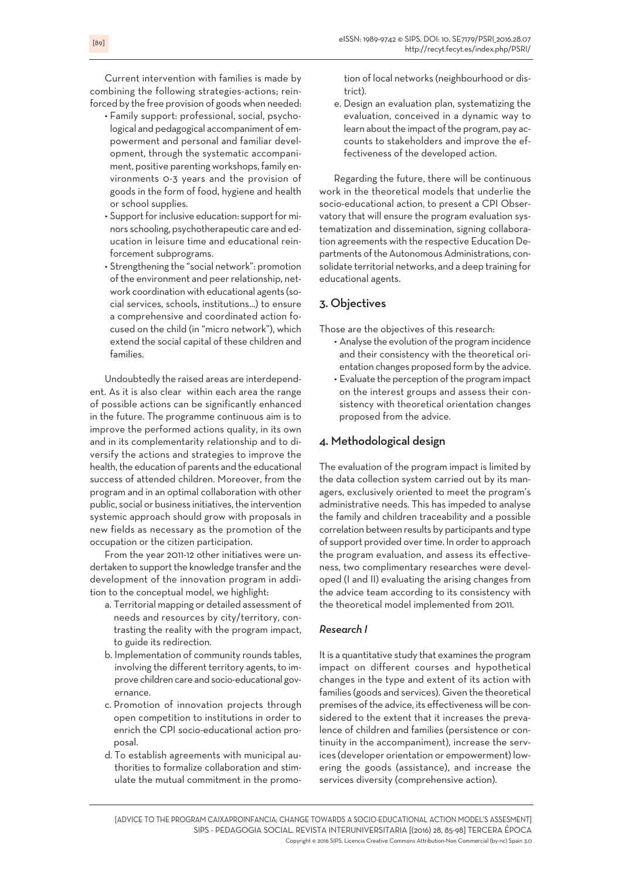Current intervention with families is made by combining the following strategies-actions; reinforced by the free provision of goods when needed:

- Family support: professional, social, psychological and pedagogical accompaniment of empowerment and personal and familiar development, through the systematic accompaniment, positive parenting workshops, family environments 0-3 years and the provision of goods in the form of food, hygiene and health or school supplies.
- Support for inclusive education: support for minors schooling, psychotherapeutic care and education in leisure time and educational reinforcement subprograms.
- Strengthening the "social network": promotion of the environment and peer relationship, network coordination with educational agents (social services, schools, institutions...) to ensure a comprehensive and coordinated action focused on the child (in "micro network"), which extend the social capital of these children and families.

Undoubtedly the raised areas are interdependent. As it is also clear within each area the range of possible actions can be significantly enhanced in the future. The programme continuous aim is to improve the performed actions quality, in its own and in its complementarity relationship and to diversify the actions and strategies to improve the health, the education of parents and the educational success of attended children. Moreover, from the program and in an optimal collaboration with other public, social or business initiatives, the intervention systemic approach should grow with proposals in new fields as necessary as the promotion of the occupation or the citizen participation.

From the year 2011-12 other initiatives were undertaken to support the knowledge transfer and the development of the innovation program in addition to the conceptual model, we highlight:

a. Territorial mapping or detailed assessment of needs and resources by city/territory, contrasting the reality with the program impact, to guide its redirection.
b. Implementation of community rounds tables, involving the different territory agents, to improve children care and socio-educational governance.
c. Promotion of innovation projects through open competition to institutions in order to enrich the CPI socio-educational action proposal.
d. To establish agreements with municipal authorities to formalize collaboration and stimulate the mutual commitment in the promotion of local networks (neighbourhood or district).
e. Design an evaluation plan, systematizing the evaluation, conceived in a dynamic way to learn about the impact of the program, pay accounts to stakeholders and improve the effectiveness of the developed action.

Regarding the future, there will be continuous work in the theoretical models that underlie the socio-educational action, to present a CPI Observatory that will ensure the program evaluation systematization and dissemination, signing collaboration agreements with the respective Education Departments of the Autonomous Administrations, consolidate territorial networks, and a deep training for educational agents.

## 3. Objectives

Those are the objectives of this research:

- Analyse the evolution of the program incidence and their consistency with the theoretical orientation changes proposed form by the advice.
- Evaluate the perception of the program impact on the interest groups and assess their consistency with theoretical orientation changes proposed from the advice.

## 4. Methodological design

The evaluation of the program impact is limited by the data collection system carried out by its managers, exclusively oriented to meet the program's administrative needs. This has impeded to analyse the family and children traceability and a possible correlation between results by participants and type of support provided over time. In order to approach the program evaluation, and assess its effectiveness, two complimentary researches were developed (I and II) evaluating the arising changes from the advice team according to its consistency with the theoretical model implemented from 2011.

### *Research I*

It is a quantitative study that examines the program impact on different courses and hypothetical changes in the type and extent of its action with families (goods and services). Given the theoretical premises of the advice, its effectiveness will be considered to the extent that it increases the prevalence of children and families (persistence or continuity in the accompaniment), increase the services (developer orientation or empowerment) lowering the goods (assistance), and increase the services diversity (comprehensive action).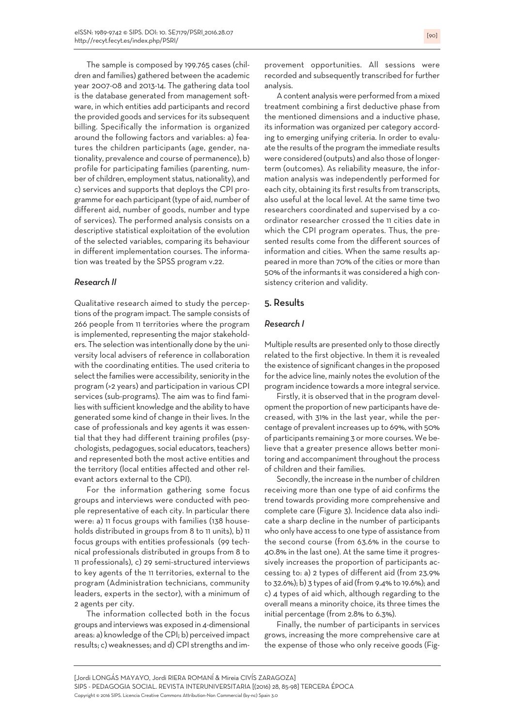The sample is composed by 199.765 cases (children and families) gathered between the academic year 2007-08 and 2013-14. The gathering data tool is the database generated from management software, in which entities add participants and record the provided goods and services for its subsequent billing. Specifically the information is organized around the following factors and variables: a) features the children participants (age, gender, nationality, prevalence and course of permanence), b) profile for participating families (parenting, number of children, employment status, nationality), and c) services and supports that deploys the CPI programme for each participant (type of aid, number of different aid, number of goods, number and type of services). The performed analysis consists on a descriptive statistical exploitation of the evolution of the selected variables, comparing its behaviour in different implementation courses. The information was treated by the SPSS program v.22.

### *Research II*

Qualitative research aimed to study the perceptions of the program impact. The sample consists of 266 people from 11 territories where the program is implemented, representing the major stakeholders. The selection was intentionally done by the university local advisers of reference in collaboration with the coordinating entities. The used criteria to select the families were accessibility, seniority in the program (>2 years) and participation in various CPI services (sub-programs). The aim was to find families with sufficient knowledge and the ability to have generated some kind of change in their lives. In the case of professionals and key agents it was essential that they had different training profiles (psychologists, pedagogues, social educators, teachers) and represented both the most active entities and the territory (local entities affected and other relevant actors external to the CPI).

For the information gathering some focus groups and interviews were conducted with people representative of each city. In particular there were: a) 11 focus groups with families (138 households distributed in groups from 8 to 11 units), b) 11 focus groups with entities professionals (99 technical professionals distributed in groups from 8 to 11 professionals), c) 29 semi-structured interviews to key agents of the 11 territories, external to the program (Administration technicians, community leaders, experts in the sector), with a minimum of 2 agents per city.

The information collected both in the focus groups and interviews was exposed in 4-dimensional areas: a) knowledge of the CPI; b) perceived impact results; c) weaknesses; and d) CPI strengths and improvement opportunities. All sessions were recorded and subsequently transcribed for further analysis.

A content analysis were performed from a mixed treatment combining a first deductive phase from the mentioned dimensions and a inductive phase, its information was organized per category according to emerging unifying criteria. In order to evaluate the results of the program the immediate results were considered (outputs) and also those of longer-term (outcomes). As reliability measure, the information analysis was independently performed for each city, obtaining its first results from transcripts, also useful at the local level. At the same time two researchers coordinated and supervised by a coordinator researcher crossed the 11 cities date in which the CPI program operates. Thus, the presented results come from the different sources of information and cities. When the same results appeared in more than 70% of the cities or more than 50% of the informants it was considered a high consistency criterion and validity.

## 5. Results

### *Research I*

Multiple results are presented only to those directly related to the first objective. In them it is revealed the existence of significant changes in the proposed for the advice line, mainly notes the evolution of the program incidence towards a more integral service.

Firstly, it is observed that in the program development the proportion of new participants have decreased, with 31% in the last year, while the percentage of prevalent increases up to 69%, with 50% of participants remaining 3 or more courses. We believe that a greater presence allows better monitoring and accompaniment throughout the process of children and their families.

Secondly, the increase in the number of children receiving more than one type of aid confirms the trend towards providing more comprehensive and complete care (Figure 3). Incidence data also indicate a sharp decline in the number of participants who only have access to one type of assistance from the second course (from 63.6% in the course to 40.8% in the last one). At the same time it progressively increases the proportion of participants accessing to: a) 2 types of different aid (from 23.9% to 32.6%); b) 3 types of aid (from 9.4% to 19.6%); and c) 4 types of aid which, although regarding to the overall means a minority choice, its three times the initial percentage (from 2.8% to 6.3%).

Finally, the number of participants in services grows, increasing the more comprehensive care at the expense of those who only receive goods (Fig-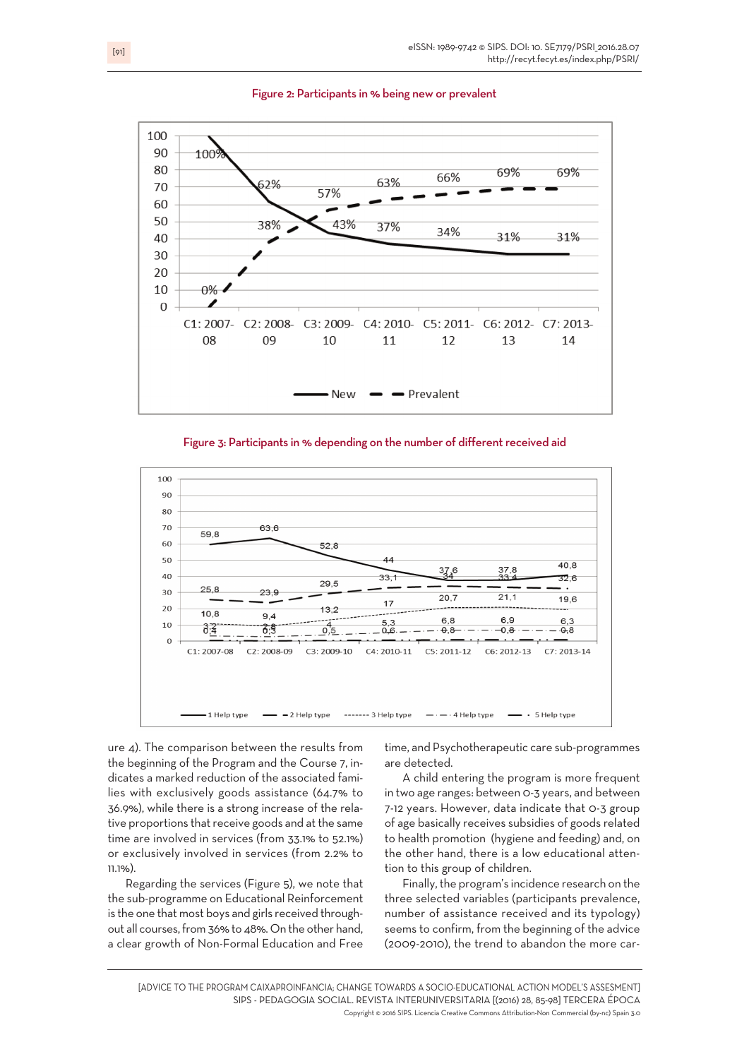Figure 2: Participants in % being new or prevalent

Figure 3: Participants in % depending on the number of different received aid

ure 4). The comparison between the results from the beginning of the Program and the Course 7, indicates a marked reduction of the associated families with exclusively goods assistance (64.7% to 36.9%), while there is a strong increase of the relative proportions that receive goods and at the same time are involved in services (from 33.1% to 52.1%) or exclusively involved in services (from 2.2% to 11.1%).

Regarding the services (Figure 5), we note that the sub-programme on Educational Reinforcement is the one that most boys and girls received throughout all courses, from 36% to 48%. On the other hand, a clear growth of Non-Formal Education and Free time, and Psychotherapeutic care sub-programmes are detected.

A child entering the program is more frequent in two age ranges: between 0-3 years, and between 7-12 years. However, data indicate that 0-3 group of age basically receives subsidies of goods related to health promotion (hygiene and feeding) and, on the other hand, there is a low educational attention to this group of children.

Finally, the program's incidence research on the three selected variables (participants prevalence, number of assistance received and its typology) seems to confirm, from the beginning of the advice (2009-2010), the trend to abandon the more car-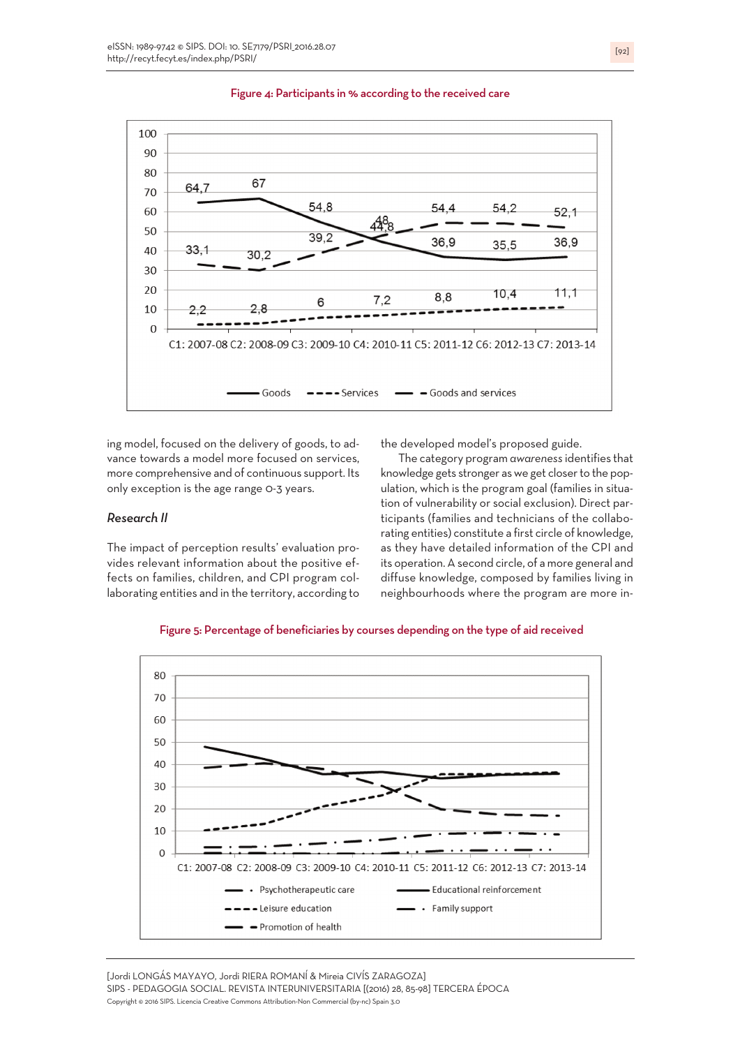Figure 4: Participants in % according to the received care

ing model, focused on the delivery of goods, to advance towards a model more focused on services, more comprehensive and of continuous support. Its only exception is the age range 0-3 years.

### *Research II*

The impact of perception results' evaluation provides relevant information about the positive effects on families, children, and CPI program collaborating entities and in the territory, according to the developed model's proposed guide.

The category program *awareness* identifies that knowledge gets stronger as we get closer to the population, which is the program goal (families in situation of vulnerability or social exclusion). Direct participants (families and technicians of the collaborating entities) constitute a first circle of knowledge, as they have detailed information of the CPI and its operation. A second circle, of a more general and diffuse knowledge, composed by families living in neighbourhoods where the program are more in-

Figure 5: Percentage of beneficiaries by courses depending on the type of aid received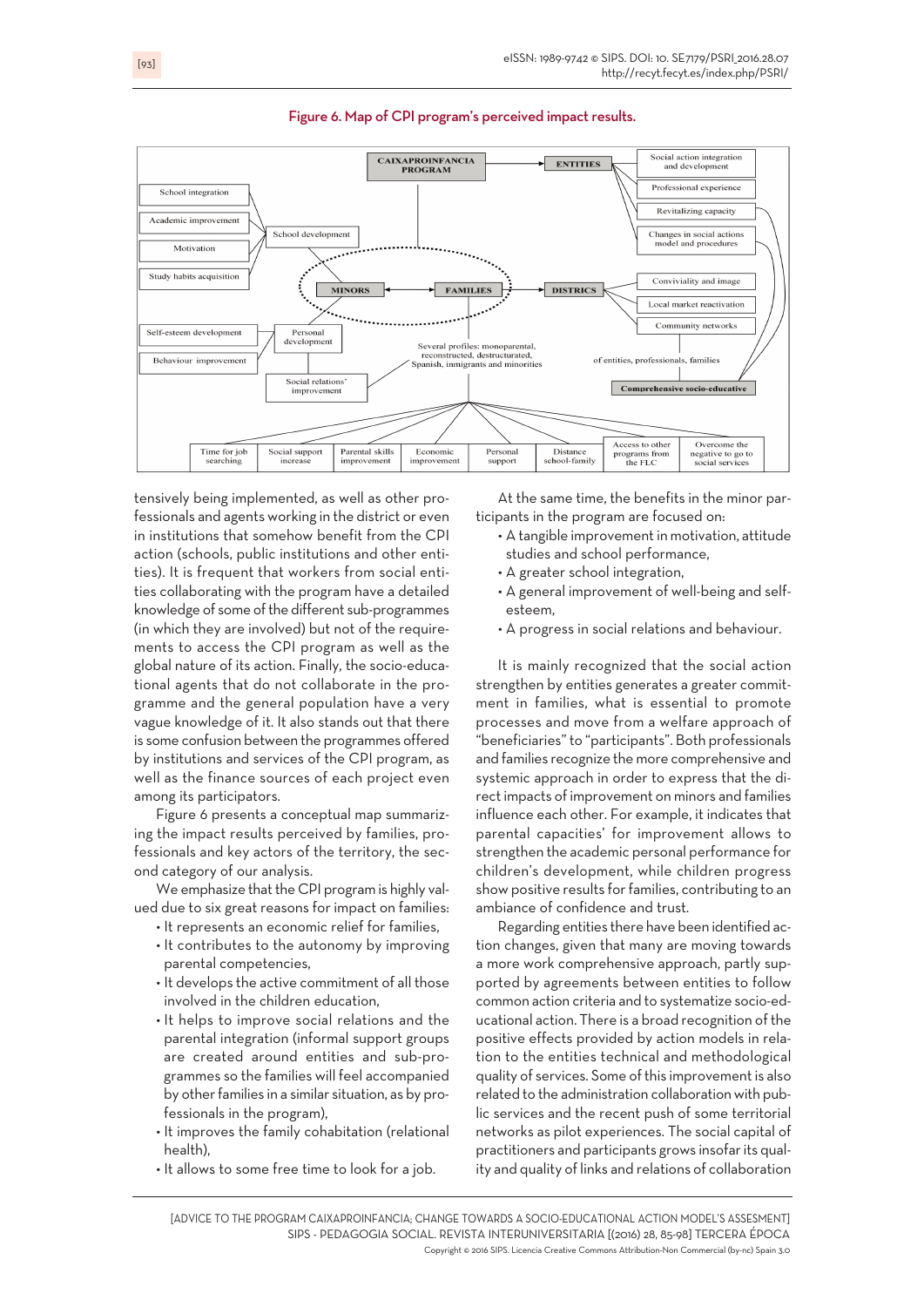Figure 6. Map of CPI program's perceived impact results.

tensively being implemented, as well as other professionals and agents working in the district or even in institutions that somehow benefit from the CPI action (schools, public institutions and other entities). It is frequent that workers from social entities collaborating with the program have a detailed knowledge of some of the different sub-programmes (in which they are involved) but not of the requirements to access the CPI program as well as the global nature of its action. Finally, the socio-educational agents that do not collaborate in the programme and the general population have a very vague knowledge of it. It also stands out that there is some confusion between the programmes offered by institutions and services of the CPI program, as well as the finance sources of each project even among its participators.

Figure 6 presents a conceptual map summarizing the impact results perceived by families, professionals and key actors of the territory, the second category of our analysis.

We emphasize that the CPI program is highly valued due to six great reasons for impact on families:

- It represents an economic relief for families,
- It contributes to the autonomy by improving parental competencies,
- It develops the active commitment of all those involved in the children education,
- It helps to improve social relations and the parental integration (informal support groups are created around entities and sub-programmes so the families will feel accompanied by other families in a similar situation, as by professionals in the program),
- It improves the family cohabitation (relational health),
- It allows to some free time to look for a job.

At the same time, the benefits in the minor participants in the program are focused on:

- A tangible improvement in motivation, attitude studies and school performance,
- A greater school integration,
- A general improvement of well-being and self-esteem,
- A progress in social relations and behaviour.

It is mainly recognized that the social action strengthen by entities generates a greater commitment in families, what is essential to promote processes and move from a welfare approach of "beneficiaries" to "participants". Both professionals and families recognize the more comprehensive and systemic approach in order to express that the direct impacts of improvement on minors and families influence each other. For example, it indicates that parental capacities' for improvement allows to strengthen the academic personal performance for children's development, while children progress show positive results for families, contributing to an ambiance of confidence and trust.

Regarding entities there have been identified action changes, given that many are moving towards a more work comprehensive approach, partly supported by agreements between entities to follow common action criteria and to systematize socio-educational action. There is a broad recognition of the positive effects provided by action models in relation to the entities technical and methodological quality of services. Some of this improvement is also related to the administration collaboration with public services and the recent push of some territorial networks as pilot experiences. The social capital of practitioners and participants grows insofar its quality and quality of links and relations of collaboration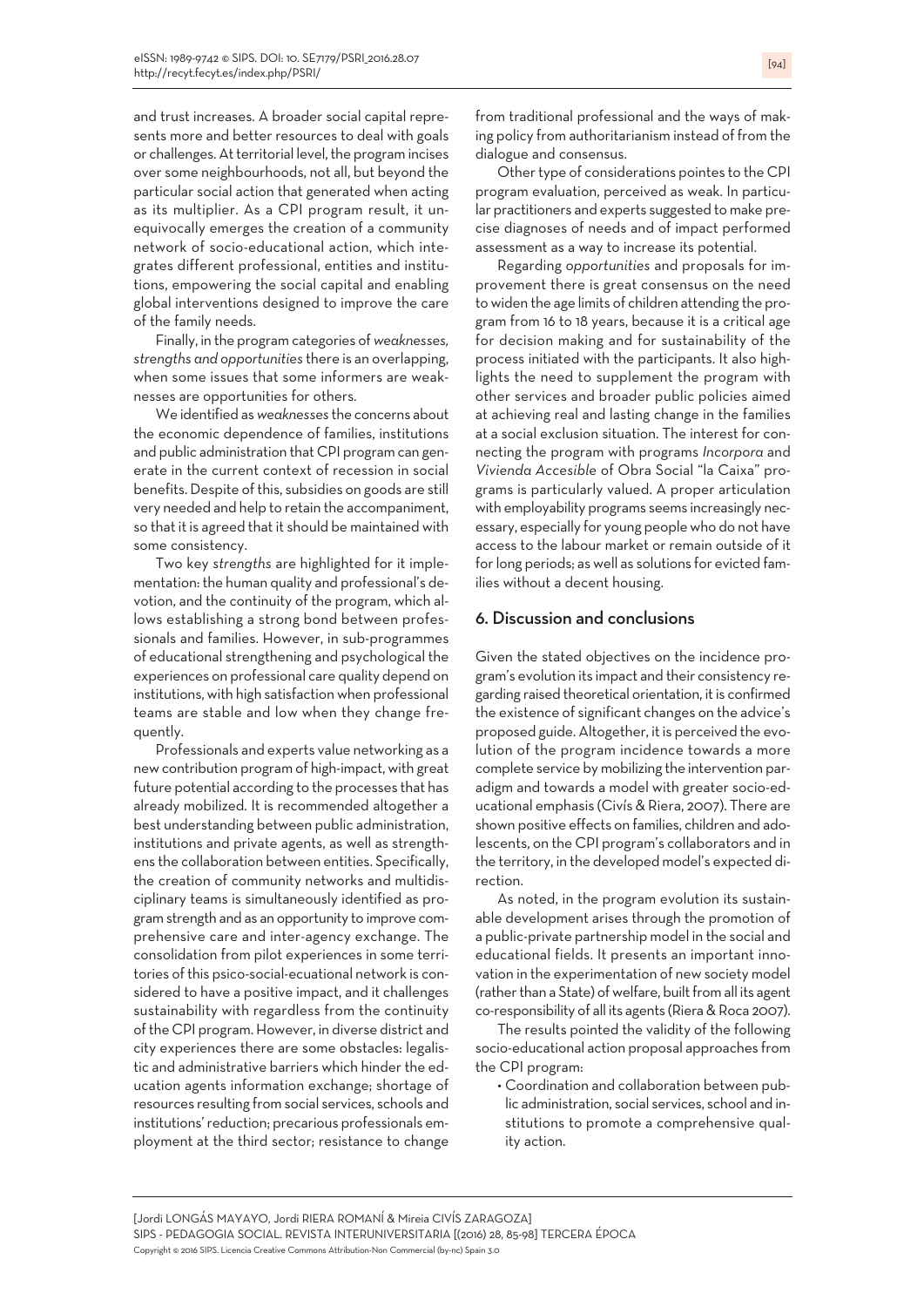and trust increases. A broader social capital represents more and better resources to deal with goals or challenges. At territorial level, the program incises over some neighbourhoods, not all, but beyond the particular social action that generated when acting as its multiplier. As a CPI program result, it unequivocally emerges the creation of a community network of socio-educational action, which integrates different professional, entities and institutions, empowering the social capital and enabling global interventions designed to improve the care of the family needs.

Finally, in the program categories of *weaknesses, strengths and opportunities* there is an overlapping, when some issues that some informers are weaknesses are opportunities for others.

We identified as *weaknesses* the concerns about the economic dependence of families, institutions and public administration that CPI program can generate in the current context of recession in social benefits. Despite of this, subsidies on goods are still very needed and help to retain the accompaniment, so that it is agreed that it should be maintained with some consistency.

Two key *strengths* are highlighted for it implementation: the human quality and professional's devotion, and the continuity of the program, which allows establishing a strong bond between professionals and families. However, in sub-programmes of educational strengthening and psychological the experiences on professional care quality depend on institutions, with high satisfaction when professional teams are stable and low when they change frequently.

Professionals and experts value networking as a new contribution program of high-impact, with great future potential according to the processes that has already mobilized. It is recommended altogether a best understanding between public administration, institutions and private agents, as well as strengthens the collaboration between entities. Specifically, the creation of community networks and multidisciplinary teams is simultaneously identified as program strength and as an opportunity to improve comprehensive care and inter-agency exchange. The consolidation from pilot experiences in some territories of this psico-social-ecuational network is considered to have a positive impact, and it challenges sustainability with regardless from the continuity of the CPI program. However, in diverse district and city experiences there are some obstacles: legalistic and administrative barriers which hinder the education agents information exchange; shortage of resources resulting from social services, schools and institutions' reduction; precarious professionals employment at the third sector; resistance to change from traditional professional and the ways of making policy from authoritarianism instead of from the dialogue and consensus.

Other type of considerations pointes to the CPI program evaluation, perceived as weak. In particular practitioners and experts suggested to make precise diagnoses of needs and of impact performed assessment as a way to increase its potential.

Regarding *opportunities* and proposals for improvement there is great consensus on the need to widen the age limits of children attending the program from 16 to 18 years, because it is a critical age for decision making and for sustainability of the process initiated with the participants. It also highlights the need to supplement the program with other services and broader public policies aimed at achieving real and lasting change in the families at a social exclusion situation. The interest for connecting the program with programs *Incorpora* and *Vivienda Accesible* of Obra Social "la Caixa" programs is particularly valued. A proper articulation with employability programs seems increasingly necessary, especially for young people who do not have access to the labour market or remain outside of it for long periods; as well as solutions for evicted families without a decent housing.

## 6. Discussion and conclusions

Given the stated objectives on the incidence program's evolution its impact and their consistency regarding raised theoretical orientation, it is confirmed the existence of significant changes on the advice's proposed guide. Altogether, it is perceived the evolution of the program incidence towards a more complete service by mobilizing the intervention paradigm and towards a model with greater socio-educational emphasis (Civís & Riera, 2007). There are shown positive effects on families, children and adolescents, on the CPI program's collaborators and in the territory, in the developed model's expected direction.

As noted, in the program evolution its sustainable development arises through the promotion of a public-private partnership model in the social and educational fields. It presents an important innovation in the experimentation of new society model (rather than a State) of welfare, built from all its agent co-responsibility of all its agents (Riera & Roca 2007).

The results pointed the validity of the following socio-educational action proposal approaches from the CPI program:

- Coordination and collaboration between public administration, social services, school and institutions to promote a comprehensive quality action.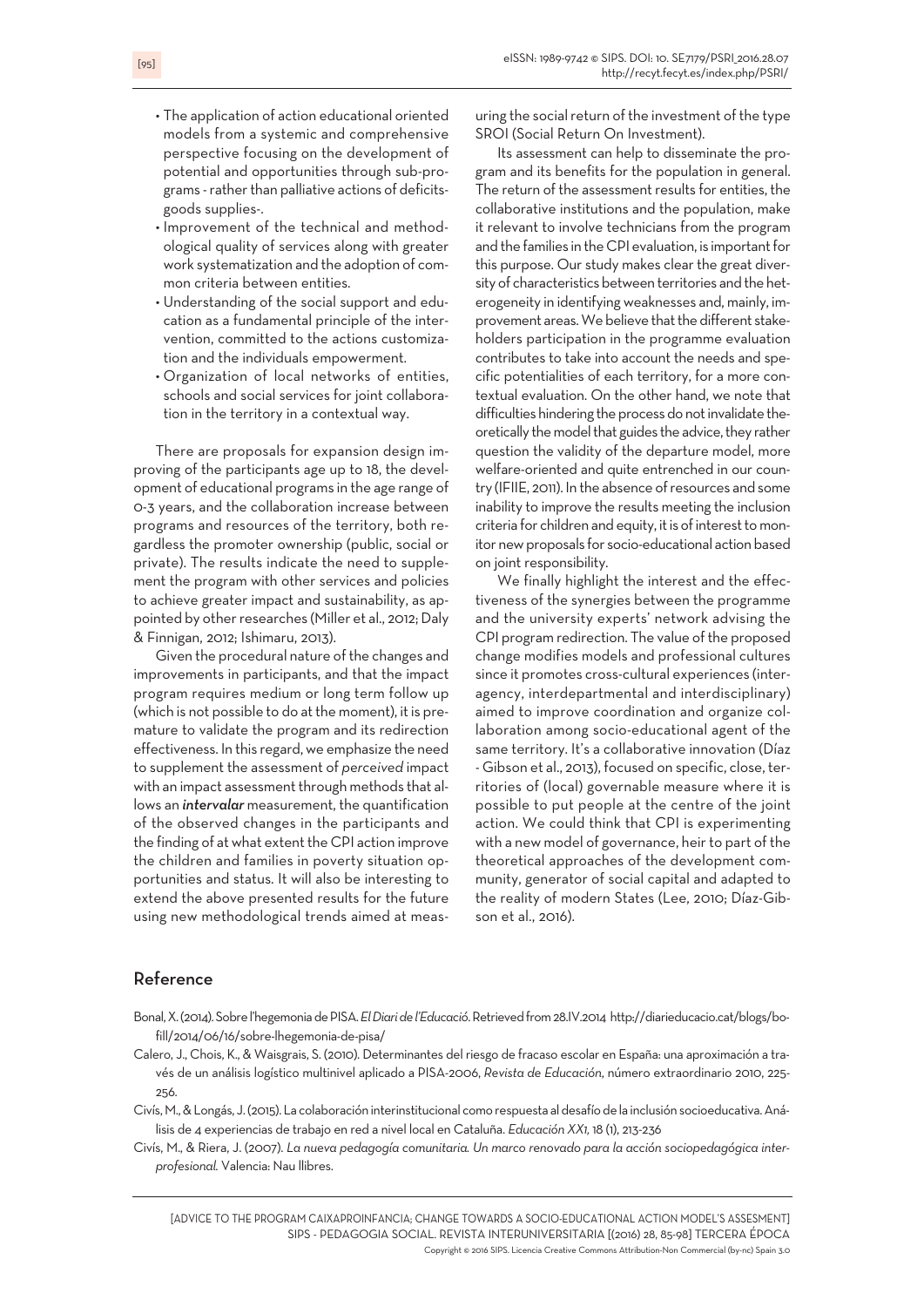- The application of action educational oriented models from a systemic and comprehensive perspective focusing on the development of potential and opportunities through sub-programs - rather than palliative actions of deficits-goods supplies-.
- Improvement of the technical and methodological quality of services along with greater work systematization and the adoption of common criteria between entities.
- Understanding of the social support and education as a fundamental principle of the intervention, committed to the actions customization and the individuals empowerment.
- Organization of local networks of entities, schools and social services for joint collaboration in the territory in a contextual way.

There are proposals for expansion design improving of the participants age up to 18, the development of educational programs in the age range of 0-3 years, and the collaboration increase between programs and resources of the territory, both regardless the promoter ownership (public, social or private). The results indicate the need to supplement the program with other services and policies to achieve greater impact and sustainability, as appointed by other researches (Miller et al., 2012; Daly & Finnigan, 2012; Ishimaru, 2013).

Given the procedural nature of the changes and improvements in participants, and that the impact program requires medium or long term follow up (which is not possible to do at the moment), it is premature to validate the program and its redirection effectiveness. In this regard, we emphasize the need to supplement the assessment of *perceived* impact with an impact assessment through methods that allows an ***intervalar*** measurement, the quantification of the observed changes in the participants and the finding of at what extent the CPI action improve the children and families in poverty situation opportunities and status. It will also be interesting to extend the above presented results for the future using new methodological trends aimed at measuring the social return of the investment of the type SROI (Social Return On Investment).

Its assessment can help to disseminate the program and its benefits for the population in general. The return of the assessment results for entities, the collaborative institutions and the population, make it relevant to involve technicians from the program and the families in the CPI evaluation, is important for this purpose. Our study makes clear the great diversity of characteristics between territories and the heterogeneity in identifying weaknesses and, mainly, improvement areas. We believe that the different stakeholders participation in the programme evaluation contributes to take into account the needs and specific potentialities of each territory, for a more contextual evaluation. On the other hand, we note that difficulties hindering the process do not invalidate theoretically the model that guides the advice, they rather question the validity of the departure model, more welfare-oriented and quite entrenched in our country (IFIIE, 2011). In the absence of resources and some inability to improve the results meeting the inclusion criteria for children and equity, it is of interest to monitor new proposals for socio-educational action based on joint responsibility.

We finally highlight the interest and the effectiveness of the synergies between the programme and the university experts' network advising the CPI program redirection. The value of the proposed change modifies models and professional cultures since it promotes cross-cultural experiences (interagency, interdepartmental and interdisciplinary) aimed to improve coordination and organize collaboration among socio-educational agent of the same territory. It's a collaborative innovation (Díaz - Gibson et al., 2013), focused on specific, close, territories of (local) governable measure where it is possible to put people at the centre of the joint action. We could think that CPI is experimenting with a new model of governance, heir to part of the theoretical approaches of the development community, generator of social capital and adapted to the reality of modern States (Lee, 2010; Díaz-Gibson et al., 2016).

## Reference

Bonal, X. (2014). Sobre l'hegemonia de PISA. *El Diari de l'Educació*. Retrieved from 28.IV.2014 http://diarieducacio.cat/blogs/bofill/2014/06/16/sobre-lhegemonia-de-pisa/

Calero, J., Chois, K., & Waisgrais, S. (2010). Determinantes del riesgo de fracaso escolar en España: una aproximación a través de un análisis logístico multinivel aplicado a PISA-2006, *Revista de Educación*, número extraordinario 2010, 225-256.

Civís, M., & Longás, J. (2015). La colaboración interinstitucional como respuesta al desafío de la inclusión socioeducativa. Análisis de 4 experiencias de trabajo en red a nivel local en Cataluña. *Educación XX1*, 18 (1), 213-236

Civís, M., & Riera, J. (2007). *La nueva pedagogía comunitaria. Un marco renovado para la acción sociopedagógica interprofesional.* Valencia: Nau llibres.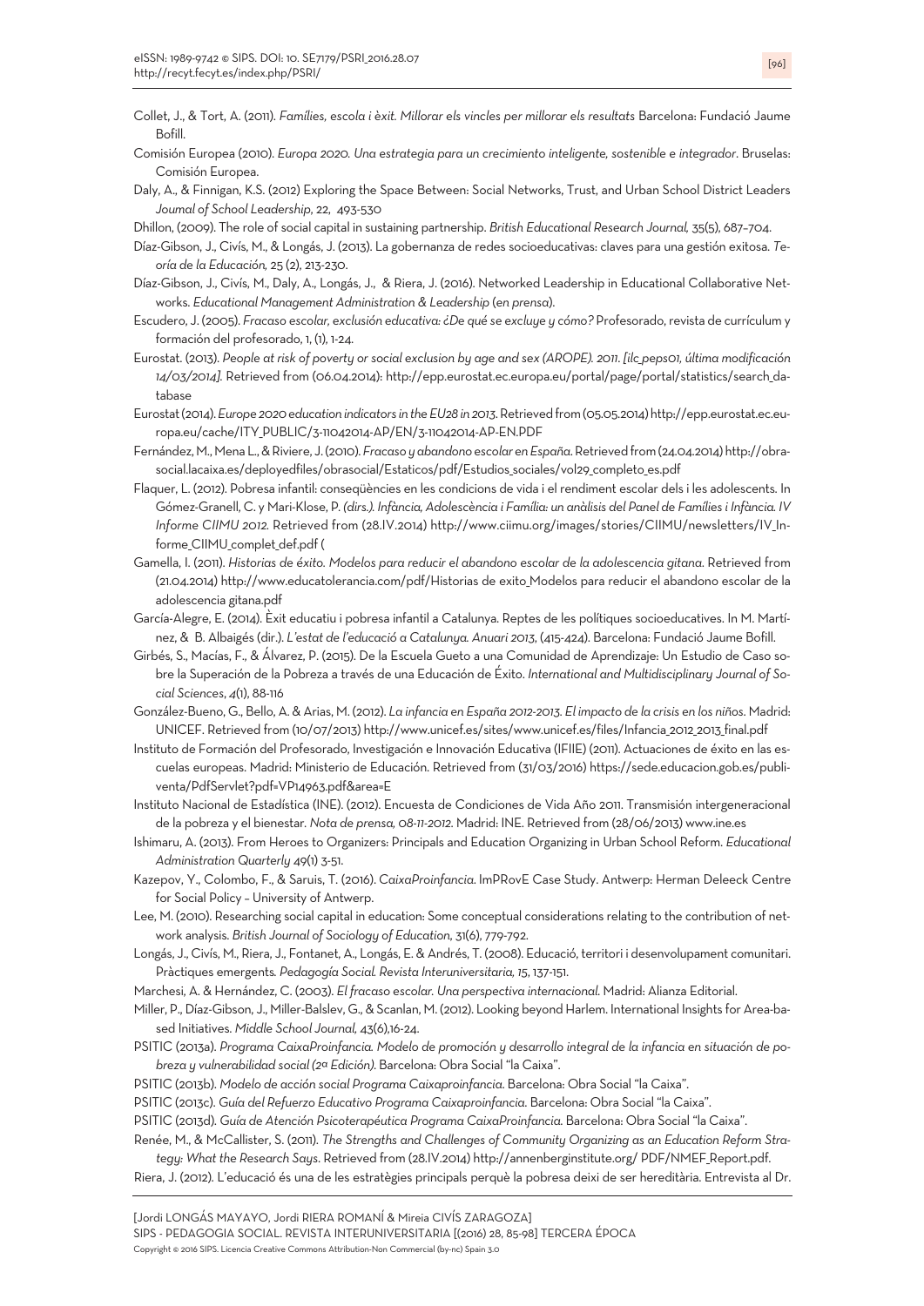Collet, J., & Tort, A. (2011). *Famílies, escola i èxit. Millorar els vincles per millorar els resultats* Barcelona: Fundació Jaume Bofill.

Comisión Europea (2010). *Europa 2020. Una estrategia para un crecimiento inteligente, sostenible e integrador*. Bruselas: Comisión Europea.

Daly, A., & Finnigan, K.S. (2012) Exploring the Space Between: Social Networks, Trust, and Urban School District Leaders *Joumal of School Leadership, 22*, 493-530

Dhillon, (2009). The role of social capital in sustaining partnership. *British Educational Research Journal,* 35(5), 687–704.

Díaz-Gibson, J., Civís, M., & Longás, J. (2013). La gobernanza de redes socioeducativas: claves para una gestión exitosa. *Teoría de la Educación,* 25 (2), 213-230.

Díaz-Gibson, J., Civís, M., Daly, A., Longás, J., & Riera, J. (2016). Networked Leadership in Educational Collaborative Networks. *Educational Management Administration & Leadership* (*en prensa*).

Escudero, J. (2005). *Fracaso escolar, exclusión educativa: ¿De qué se excluye y cómo?* Profesorado, revista de currículum y formación del profesorado, 1, (1), 1-24.

Eurostat. (2013). *People at risk of poverty or social exclusion by age and sex (AROPE). 2011. [ilc_peps01, última modificación 14/03/2014].* Retrieved from (06.04.2014): http://epp.eurostat.ec.europa.eu/portal/page/portal/statistics/search_database

Eurostat (2014). *Europe 2020 education indicators in the EU28 in 2013*. Retrieved from (05.05.2014) http://epp.eurostat.ec.europa.eu/cache/ITY_PUBLIC/3-11042014-AP/EN/3-11042014-AP-EN.PDF

Fernández, M., Mena L., & Riviere, J. (2010). *Fracaso y abandono escolar en España.* Retrieved from (24.04.2014) http://obrasocial.lacaixa.es/deployedfiles/obrasocial/Estaticos/pdf/Estudios_sociales/vol29_completo_es.pdf

Flaquer, L. (2012). Pobresa infantil: conseqüències en les condicions de vida i el rendiment escolar dels i les adolescents. In Gómez-Granell, C. y Mari-Klose, P. *(dirs.). Infància, Adolescència i Família: un anàlisis del Panel de Famílies i Infància. IV Informe CIIMU 2012.* Retrieved from (28.IV.2014) http://www.ciimu.org/images/stories/CIIMU/newsletters/IV_Informe_CIIMU_complet_def.pdf (

Gamella, I. (2011). *Historias de éxito. Modelos para reducir el abandono escolar de la adolescencia gitana.* Retrieved from (21.04.2014) http://www.educatolerancia.com/pdf/Historias de exito_Modelos para reducir el abandono escolar de la adolescencia gitana.pdf

García-Alegre, E. (2014). Èxit educatiu i pobresa infantil a Catalunya. Reptes de les polítiques socioeducatives. In M. Martínez, & B. Albaigés (dir.). *L'estat de l'educació a Catalunya. Anuari 2013*, (415-424). Barcelona: Fundació Jaume Bofill.

Girbés, S., Macías, F., & Álvarez, P. (2015). De la Escuela Gueto a una Comunidad de Aprendizaje: Un Estudio de Caso sobre la Superación de la Pobreza a través de una Educación de Éxito. *International and Multidisciplinary Journal of Social Sciences*, *4*(1), 88-116

González-Bueno, G., Bello, A. & Arias, M. (2012). *La infancia en España 2012-2013. El impacto de la crisis en los niños*. Madrid: UNICEF. Retrieved from (10/07/2013) http://www.unicef.es/sites/www.unicef.es/files/Infancia_2012_2013_final.pdf

Instituto de Formación del Profesorado, Investigación e Innovación Educativa (IFIIE) (2011). Actuaciones de éxito en las escuelas europeas. Madrid: Ministerio de Educación. Retrieved from (31/03/2016) https://sede.educacion.gob.es/publiventa/PdfServlet?pdf=VP14963.pdf&area=E

Instituto Nacional de Estadística (INE). (2012). Encuesta de Condiciones de Vida Año 2011. Transmisión intergeneracional de la pobreza y el bienestar. *Nota de prensa, 08-11-2012*. Madrid: INE. Retrieved from (28/06/2013) www.ine.es

Ishimaru, A. (2013). From Heroes to Organizers: Principals and Education Organizing in Urban School Reform. *Educational Administration Quarterly* 49(1) 3-51.

Kazepov, Y., Colombo, F., & Saruis, T. (2016). *CaixaProinfancia*. ImPRovE Case Study. Antwerp: Herman Deleeck Centre for Social Policy – University of Antwerp.

Lee, M. (2010). Researching social capital in education: Some conceptual considerations relating to the contribution of network analysis. *British Journal of Sociology of Education*, 31(6), 779-792.

Longás, J., Civís, M., Riera, J., Fontanet, A., Longás, E. & Andrés, T. (2008). Educació, territori i desenvolupament comunitari. Pràctiques emergents. *Pedagogía Social. Revista Interuniversitaria, 15*, 137-151.

Marchesi, A. & Hernández, C. (2003). *El fracaso escolar. Una perspectiva internacional*. Madrid: Alianza Editorial.

Miller, P., Díaz-Gibson, J., Miller-Balslev, G., & Scanlan, M. (2012). Looking beyond Harlem. International Insights for Area-based Initiatives. *Middle School Journal, 43*(6),16-24.

PSITIC (2013a). *Programa CaixaProinfancia. Modelo de promoción y desarrollo integral de la infancia en situación de pobreza y vulnerabilidad social (2ª Edición)*. Barcelona: Obra Social "la Caixa".

PSITIC (2013b). *Modelo de acción social Programa Caixaproinfancia*. Barcelona: Obra Social "la Caixa".

PSITIC (2013c). *Guía del Refuerzo Educativo Programa Caixaproinfancia*. Barcelona: Obra Social "la Caixa".

PSITIC (2013d). *Guía de Atención Psicoterapéutica Programa CaixaProinfancia*. Barcelona: Obra Social "la Caixa".

Renée, M., & McCallister, S. (2011). *The Strengths and Challenges of Community Organizing as an Education Reform Strategy: What the Research Says*. Retrieved from (28.IV.2014) http://annenberginstitute.org/ PDF/NMEF_Report.pdf.

Riera, J. (2012). L'educació és una de les estratègies principals perquè la pobresa deixi de ser hereditària. Entrevista al Dr.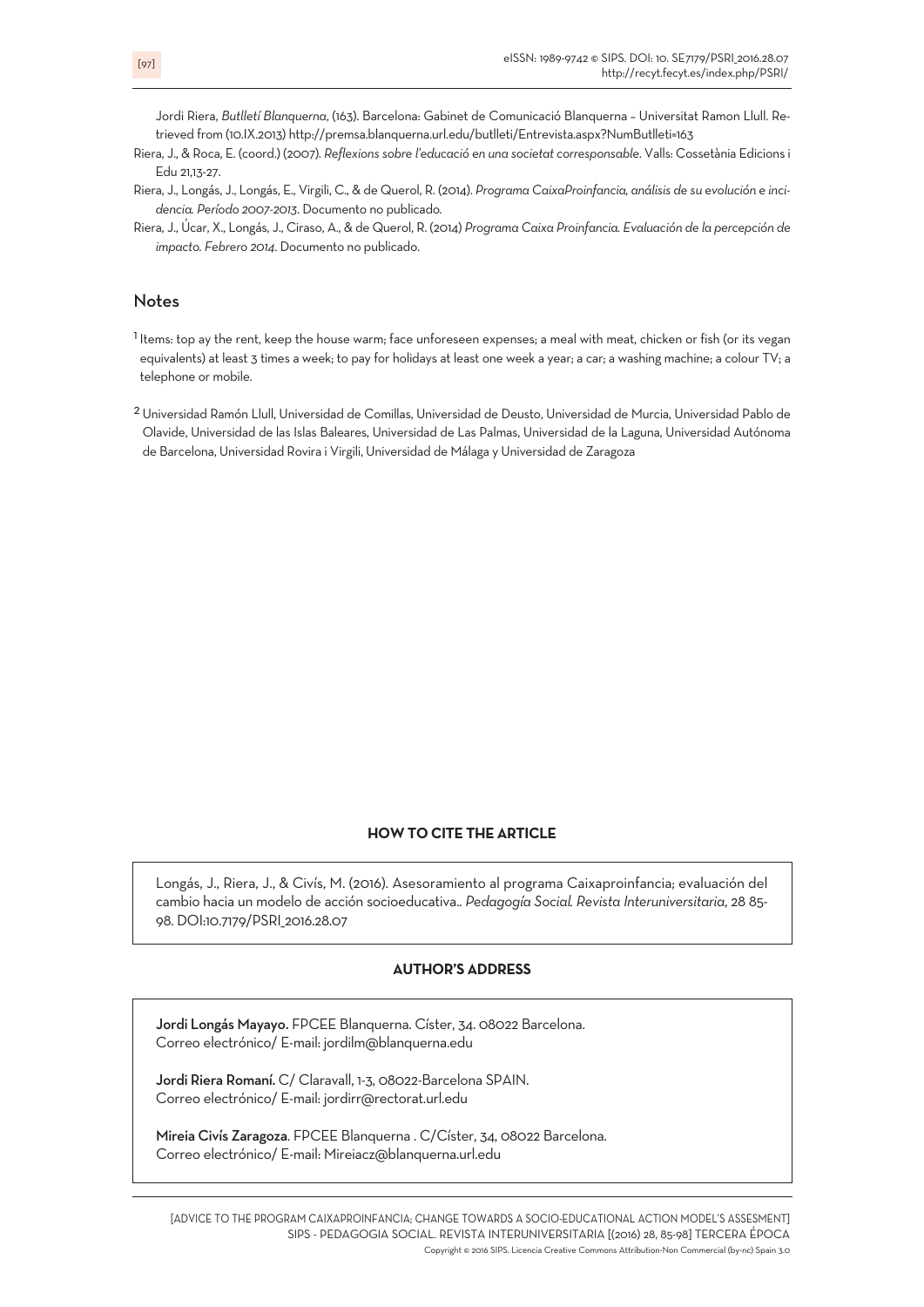Jordi Riera, *Butlletí Blanquerna*, (163). Barcelona: Gabinet de Comunicació Blanquerna – Universitat Ramon Llull. Retrieved from (10.IX.2013) http://premsa.blanquerna.url.edu/butlleti/Entrevista.aspx?NumButlleti=163

Riera, J., & Roca, E. (coord.) (2007). *Reflexions sobre l'educació en una societat corresponsable*. Valls: Cossetània Edicions i Edu 21,13-27.

Riera, J., Longás, J., Longás, E., Virgili, C., & de Querol, R. (2014). *Programa CaixaProinfancia, análisis de su evolución e incidencia. Período 2007-2013*. Documento no publicado.

Riera, J., Úcar, X., Longás, J., Ciraso, A., & de Querol, R. (2014) *Programa Caixa Proinfancia. Evaluación de la percepción de impacto. Febrero 2014*. Documento no publicado.

## Notes

[1] Items: top ay the rent, keep the house warm; face unforeseen expenses; a meal with meat, chicken or fish (or its vegan equivalents) at least 3 times a week; to pay for holidays at least one week a year; a car; a washing machine; a colour TV; a telephone or mobile.

[2] Universidad Ramón Llull, Universidad de Comillas, Universidad de Deusto, Universidad de Murcia, Universidad Pablo de Olavide, Universidad de las Islas Baleares, Universidad de Las Palmas, Universidad de la Laguna, Universidad Autónoma de Barcelona, Universidad Rovira i Virgili, Universidad de Málaga y Universidad de Zaragoza

### HOW TO CITE THE ARTICLE

Longás, J., Riera, J., & Civís, M. (2016). Asesoramiento al programa Caixaproinfancia; evaluación del cambio hacia un modelo de acción socioeducativa.. *Pedagogía Social. Revista Interuniversitaria*, 28 85-98. DOI:10.7179/PSRI_2016.28.07

### AUTHOR'S ADDRESS

**Jordi Longás Mayayo.** FPCEE Blanquerna. Císter, 34. 08022 Barcelona.
Correo electrónico/ E-mail: jordilm@blanquerna.edu

**Jordi Riera Romaní.** C/ Claravall, 1-3, 08022-Barcelona SPAIN.
Correo electrónico/ E-mail: jordirr@rectorat.url.edu

**Mireia Civís Zaragoza**. FPCEE Blanquerna . C/Císter, 34, 08022 Barcelona.
Correo electrónico/ E-mail: Mireiacz@blanquerna.url.edu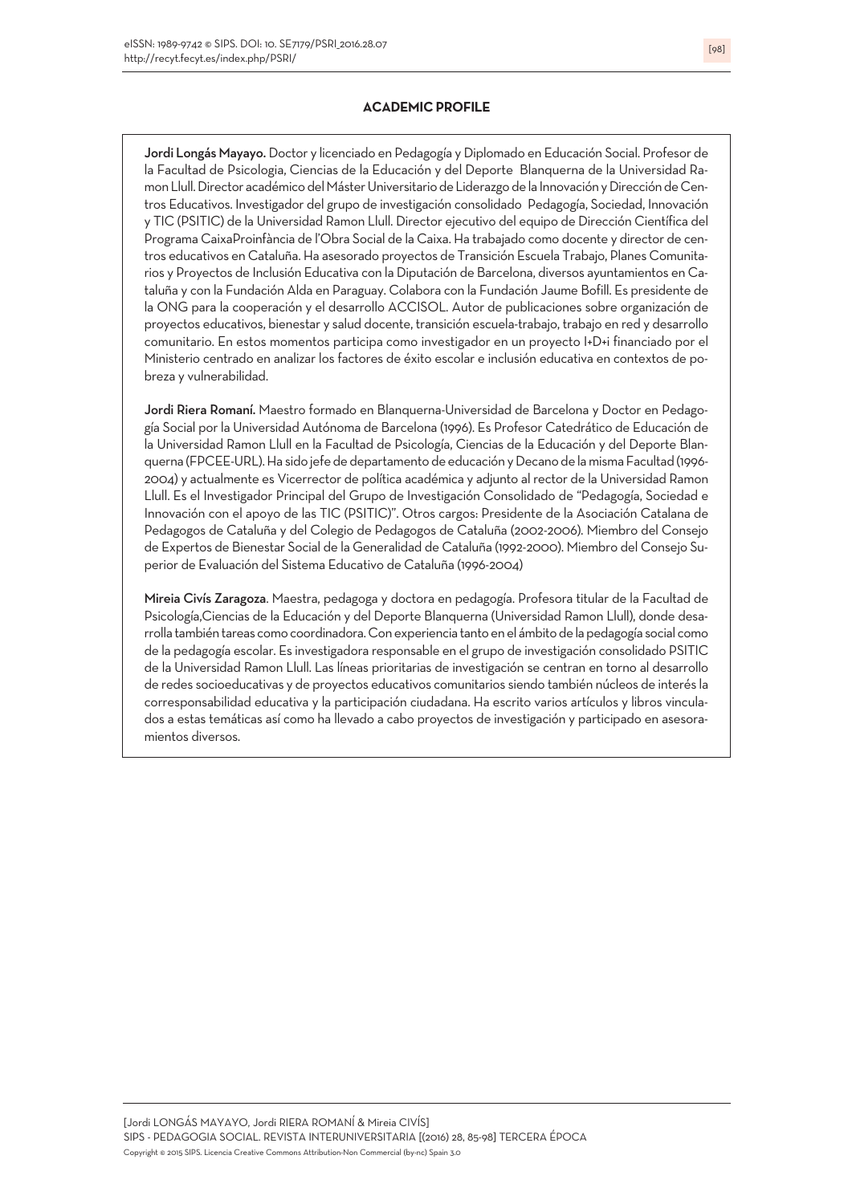## ACADEMIC PROFILE

**Jordi Longás Mayayo.** Doctor y licenciado en Pedagogía y Diplomado en Educación Social. Profesor de la Facultad de Psicologia, Ciencias de la Educación y del Deporte Blanquerna de la Universidad Ramon Llull. Director académico del Máster Universitario de Liderazgo de la Innovación y Dirección de Centros Educativos. Investigador del grupo de investigación consolidado Pedagogía, Sociedad, Innovación y TIC (PSITIC) de la Universidad Ramon Llull. Director ejecutivo del equipo de Dirección Científica del Programa CaixaProinfància de l'Obra Social de la Caixa. Ha trabajado como docente y director de centros educativos en Cataluña. Ha asesorado proyectos de Transición Escuela Trabajo, Planes Comunitarios y Proyectos de Inclusión Educativa con la Diputación de Barcelona, diversos ayuntamientos en Cataluña y con la Fundación Alda en Paraguay. Colabora con la Fundación Jaume Bofill. Es presidente de la ONG para la cooperación y el desarrollo ACCISOL. Autor de publicaciones sobre organización de proyectos educativos, bienestar y salud docente, transición escuela-trabajo, trabajo en red y desarrollo comunitario. En estos momentos participa como investigador en un proyecto I+D+i financiado por el Ministerio centrado en analizar los factores de éxito escolar e inclusión educativa en contextos de pobreza y vulnerabilidad.

**Jordi Riera Romaní.** Maestro formado en Blanquerna-Universidad de Barcelona y Doctor en Pedagogía Social por la Universidad Autónoma de Barcelona (1996). Es Profesor Catedrático de Educación de la Universidad Ramon Llull en la Facultad de Psicología, Ciencias de la Educación y del Deporte Blanquerna (FPCEE-URL). Ha sido jefe de departamento de educación y Decano de la misma Facultad (1996-2004) y actualmente es Vicerrector de política académica y adjunto al rector de la Universidad Ramon Llull. Es el Investigador Principal del Grupo de Investigación Consolidado de "Pedagogía, Sociedad e Innovación con el apoyo de las TIC (PSITIC)". Otros cargos: Presidente de la Asociación Catalana de Pedagogos de Cataluña y del Colegio de Pedagogos de Cataluña (2002-2006). Miembro del Consejo de Expertos de Bienestar Social de la Generalidad de Cataluña (1992-2000). Miembro del Consejo Superior de Evaluación del Sistema Educativo de Cataluña (1996-2004)

**Mireia Civís Zaragoza**. Maestra, pedagoga y doctora en pedagogía. Profesora titular de la Facultad de Psicología,Ciencias de la Educación y del Deporte Blanquerna (Universidad Ramon Llull), donde desarrolla también tareas como coordinadora. Con experiencia tanto en el ámbito de la pedagogía social como de la pedagogía escolar. Es investigadora responsable en el grupo de investigación consolidado PSITIC de la Universidad Ramon Llull. Las líneas prioritarias de investigación se centran en torno al desarrollo de redes socioeducativas y de proyectos educativos comunitarios siendo también núcleos de interés la corresponsabilidad educativa y la participación ciudadana. Ha escrito varios artículos y libros vinculados a estas temáticas así como ha llevado a cabo proyectos de investigación y participado en asesoramientos diversos.